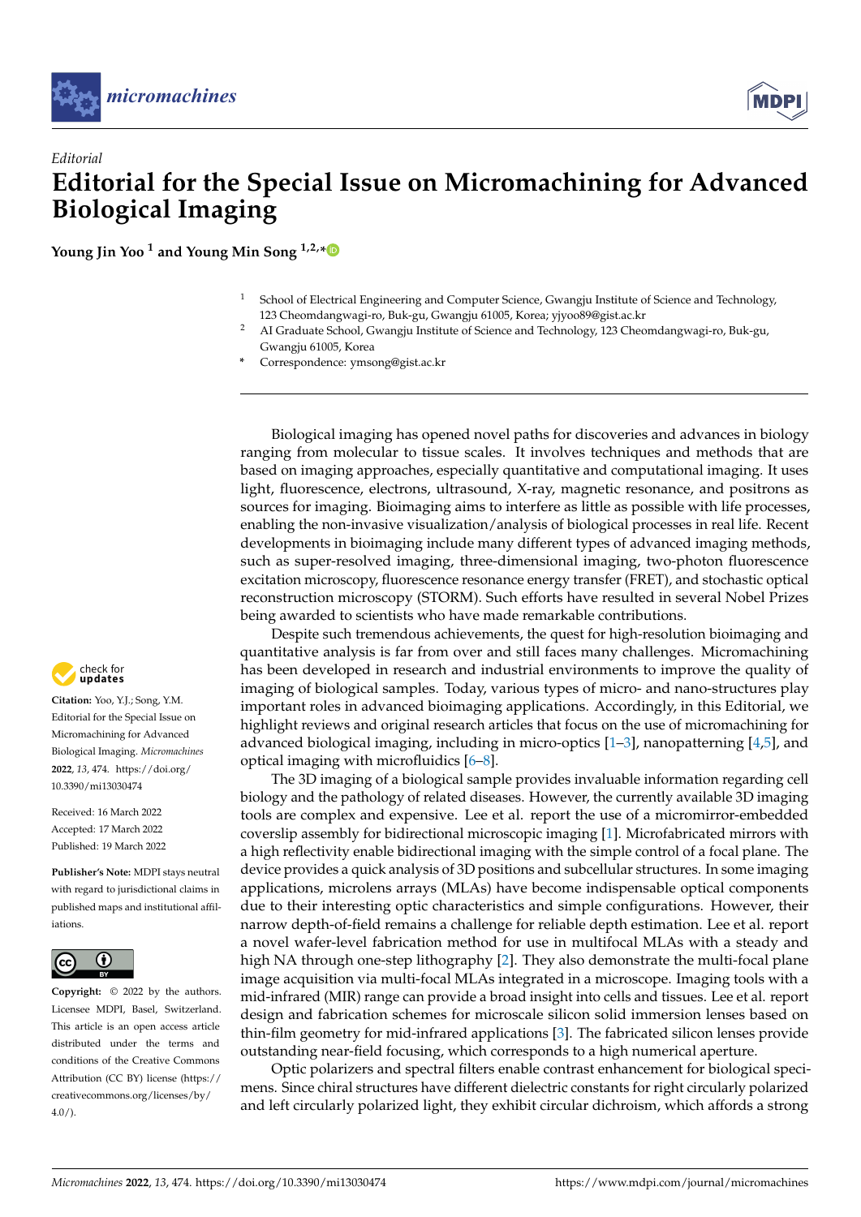*Editorial*

# Editorial for the Special Issue on Micromachining for Advanced Biological Imaging

**Young Jin Yoo [1] and Young Min Song [1,2,*]**

[1] School of Electrical Engineering and Computer Science, Gwangju Institute of Science and Technology, 123 Cheomdangwagi-ro, Buk-gu, Gwangju 61005, Korea; yjyoo89@gist.ac.kr

[2] AI Graduate School, Gwangju Institute of Science and Technology, 123 Cheomdangwagi-ro, Buk-gu, Gwangju 61005, Korea

\* Correspondence: ymsong@gist.ac.kr

**Citation:** Yoo, Y.J.; Song, Y.M. Editorial for the Special Issue on Micromachining for Advanced Biological Imaging. *Micromachines* **2022**, *13*, 474. https://doi.org/10.3390/mi13030474

Received: 16 March 2022
Accepted: 17 March 2022
Published: 19 March 2022

**Publisher's Note:** MDPI stays neutral with regard to jurisdictional claims in published maps and institutional affiliations.

**Copyright:** © 2022 by the authors. Licensee MDPI, Basel, Switzerland. This article is an open access article distributed under the terms and conditions of the Creative Commons Attribution (CC BY) license (https://creativecommons.org/licenses/by/4.0/).

Biological imaging has opened novel paths for discoveries and advances in biology ranging from molecular to tissue scales. It involves techniques and methods that are based on imaging approaches, especially quantitative and computational imaging. It uses light, fluorescence, electrons, ultrasound, X-ray, magnetic resonance, and positrons as sources for imaging. Bioimaging aims to interfere as little as possible with life processes, enabling the non-invasive visualization/analysis of biological processes in real life. Recent developments in bioimaging include many different types of advanced imaging methods, such as super-resolved imaging, three-dimensional imaging, two-photon fluorescence excitation microscopy, fluorescence resonance energy transfer (FRET), and stochastic optical reconstruction microscopy (STORM). Such efforts have resulted in several Nobel Prizes being awarded to scientists who have made remarkable contributions.

Despite such tremendous achievements, the quest for high-resolution bioimaging and quantitative analysis is far from over and still faces many challenges. Micromachining has been developed in research and industrial environments to improve the quality of imaging of biological samples. Today, various types of micro- and nano-structures play important roles in advanced bioimaging applications. Accordingly, in this Editorial, we highlight reviews and original research articles that focus on the use of micromachining for advanced biological imaging, including in micro-optics [1–3], nanopatterning [4,5], and optical imaging with microfluidics [6–8].

The 3D imaging of a biological sample provides invaluable information regarding cell biology and the pathology of related diseases. However, the currently available 3D imaging tools are complex and expensive. Lee et al. report the use of a micromirror-embedded coverslip assembly for bidirectional microscopic imaging [1]. Microfabricated mirrors with a high reflectivity enable bidirectional imaging with the simple control of a focal plane. The device provides a quick analysis of 3D positions and subcellular structures. In some imaging applications, microlens arrays (MLAs) have become indispensable optical components due to their interesting optic characteristics and simple configurations. However, their narrow depth-of-field remains a challenge for reliable depth estimation. Lee et al. report a novel wafer-level fabrication method for use in multifocal MLAs with a steady and high NA through one-step lithography [2]. They also demonstrate the multi-focal plane image acquisition via multi-focal MLAs integrated in a microscope. Imaging tools with a mid-infrared (MIR) range can provide a broad insight into cells and tissues. Lee et al. report design and fabrication schemes for microscale silicon solid immersion lenses based on thin-film geometry for mid-infrared applications [3]. The fabricated silicon lenses provide outstanding near-field focusing, which corresponds to a high numerical aperture.

Optic polarizers and spectral filters enable contrast enhancement for biological specimens. Since chiral structures have different dielectric constants for right circularly polarized and left circularly polarized light, they exhibit circular dichroism, which affords a strong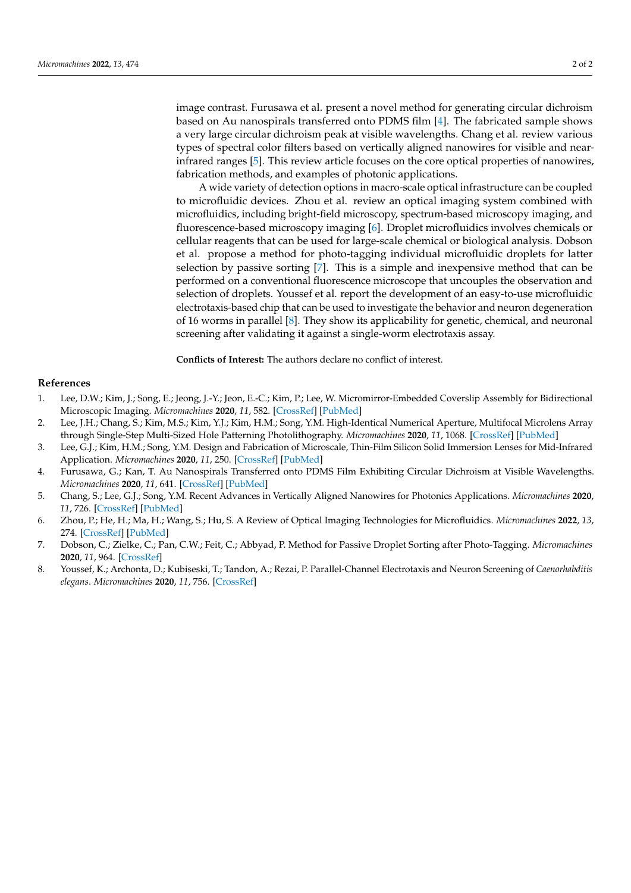image contrast. Furusawa et al. present a novel method for generating circular dichroism based on Au nanospirals transferred onto PDMS film [4]. The fabricated sample shows a very large circular dichroism peak at visible wavelengths. Chang et al. review various types of spectral color filters based on vertically aligned nanowires for visible and near-infrared ranges [5]. This review article focuses on the core optical properties of nanowires, fabrication methods, and examples of photonic applications.

A wide variety of detection options in macro-scale optical infrastructure can be coupled to microfluidic devices. Zhou et al. review an optical imaging system combined with microfluidics, including bright-field microscopy, spectrum-based microscopy imaging, and fluorescence-based microscopy imaging [6]. Droplet microfluidics involves chemicals or cellular reagents that can be used for large-scale chemical or biological analysis. Dobson et al. propose a method for photo-tagging individual microfluidic droplets for latter selection by passive sorting [7]. This is a simple and inexpensive method that can be performed on a conventional fluorescence microscope that uncouples the observation and selection of droplets. Youssef et al. report the development of an easy-to-use microfluidic electrotaxis-based chip that can be used to investigate the behavior and neuron degeneration of 16 worms in parallel [8]. They show its applicability for genetic, chemical, and neuronal screening after validating it against a single-worm electrotaxis assay.

**Conflicts of Interest:** The authors declare no conflict of interest.

## References

1. Lee, D.W.; Kim, J.; Song, E.; Jeong, J.-Y.; Jeon, E.-C.; Kim, P.; Lee, W. Micromirror-Embedded Coverslip Assembly for Bidirectional Microscopic Imaging. *Micromachines* **2020**, *11*, 582. [CrossRef] [PubMed]
2. Lee, J.H.; Chang, S.; Kim, M.S.; Kim, Y.J.; Kim, H.M.; Song, Y.M. High-Identical Numerical Aperture, Multifocal Microlens Array through Single-Step Multi-Sized Hole Patterning Photolithography. *Micromachines* **2020**, *11*, 1068. [CrossRef] [PubMed]
3. Lee, G.J.; Kim, H.M.; Song, Y.M. Design and Fabrication of Microscale, Thin-Film Silicon Solid Immersion Lenses for Mid-Infrared Application. *Micromachines* **2020**, *11*, 250. [CrossRef] [PubMed]
4. Furusawa, G.; Kan, T. Au Nanospirals Transferred onto PDMS Film Exhibiting Circular Dichroism at Visible Wavelengths. *Micromachines* **2020**, *11*, 641. [CrossRef] [PubMed]
5. Chang, S.; Lee, G.J.; Song, Y.M. Recent Advances in Vertically Aligned Nanowires for Photonics Applications. *Micromachines* **2020**, *11*, 726. [CrossRef] [PubMed]
6. Zhou, P.; He, H.; Ma, H.; Wang, S.; Hu, S. A Review of Optical Imaging Technologies for Microfluidics. *Micromachines* **2022**, *13*, 274. [CrossRef] [PubMed]
7. Dobson, C.; Zielke, C.; Pan, C.W.; Feit, C.; Abbyad, P. Method for Passive Droplet Sorting after Photo-Tagging. *Micromachines* **2020**, *11*, 964. [CrossRef]
8. Youssef, K.; Archonta, D.; Kubiseski, T.; Tandon, A.; Rezai, P. Parallel-Channel Electrotaxis and Neuron Screening of *Caenorhabditis elegans*. *Micromachines* **2020**, *11*, 756. [CrossRef]